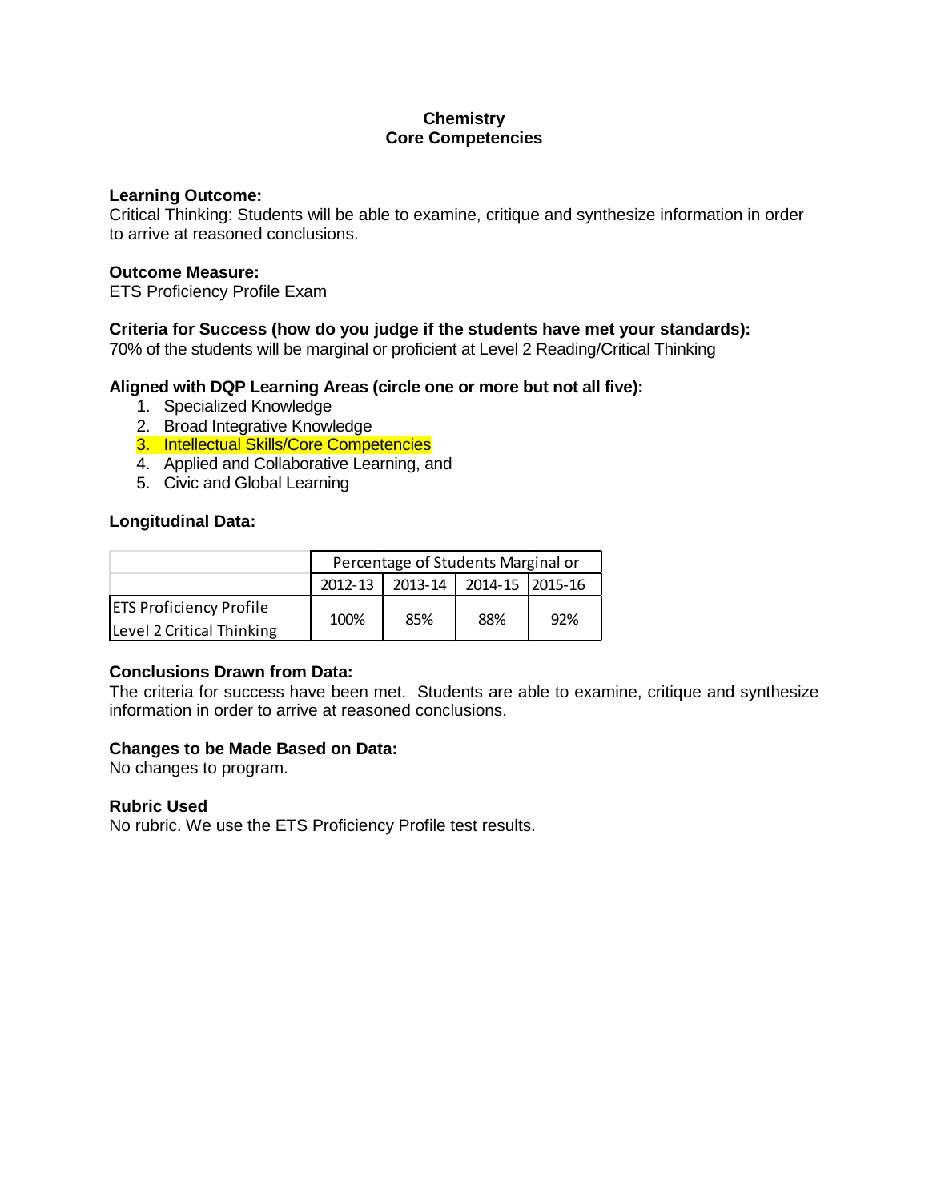# Chemistry
## Core Competencies

**Learning Outcome:**
Critical Thinking: Students will be able to examine, critique and synthesize information in order to arrive at reasoned conclusions.

**Outcome Measure:**
ETS Proficiency Profile Exam

**Criteria for Success (how do you judge if the students have met your standards):**
70% of the students will be marginal or proficient at Level 2 Reading/Critical Thinking

**Aligned with DQP Learning Areas (circle one or more but not all five):**

1. Specialized Knowledge
2. Broad Integrative Knowledge
3. Intellectual Skills/Core Competencies
4. Applied and Collaborative Learning, and
5. Civic and Global Learning

**Longitudinal Data:**

| | Percentage of Students Marginal or | | | |
|---|---|---|---|---|
| | 2012-13 | 2013-14 | 2014-15 | 2015-16 |
| ETS Proficiency Profile Level 2 Critical Thinking | 100% | 85% | 88% | 92% |

**Conclusions Drawn from Data:**
The criteria for success have been met. Students are able to examine, critique and synthesize information in order to arrive at reasoned conclusions.

**Changes to be Made Based on Data:**
No changes to program.

**Rubric Used**
No rubric. We use the ETS Proficiency Profile test results.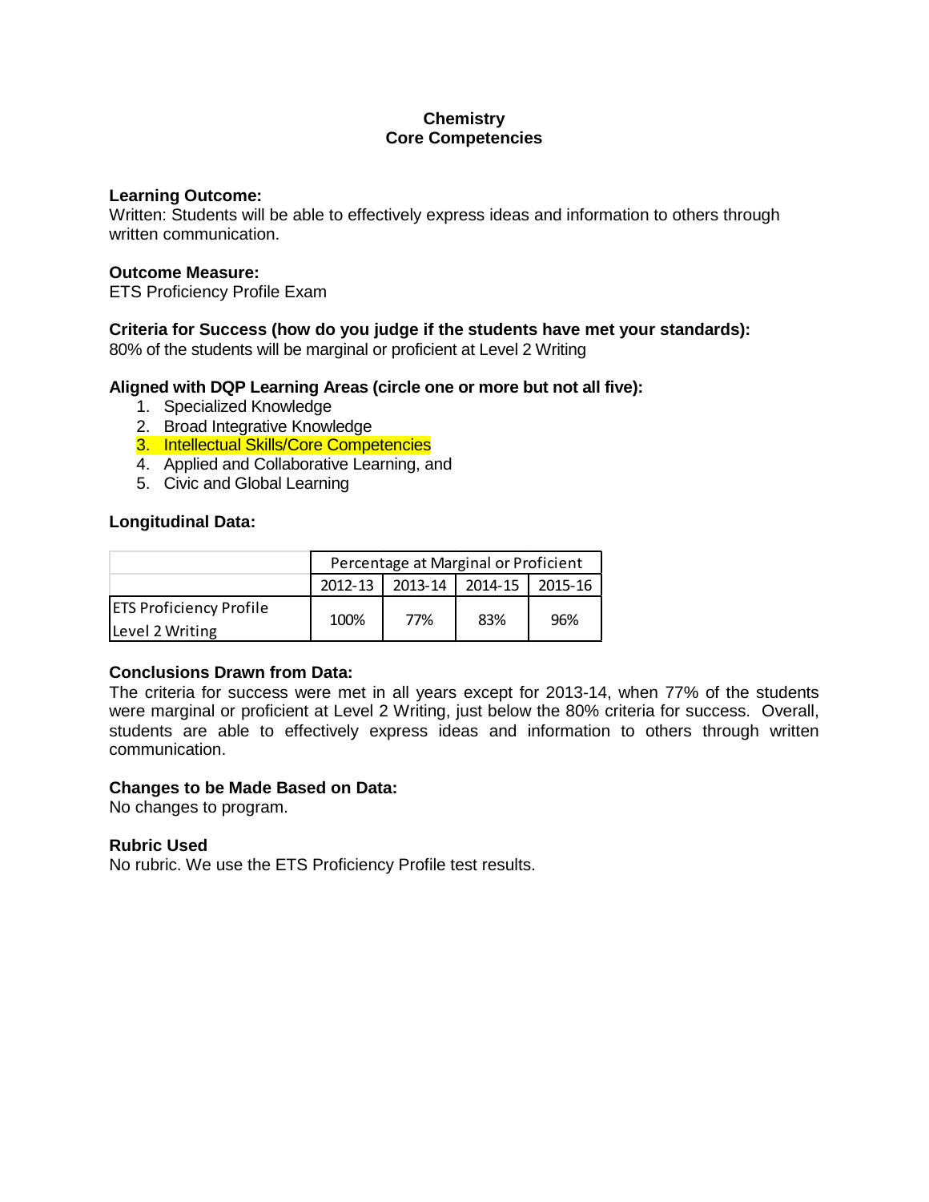**Chemistry**
**Core Competencies**

**Learning Outcome:**
Written: Students will be able to effectively express ideas and information to others through written communication.

**Outcome Measure:**
ETS Proficiency Profile Exam

**Criteria for Success (how do you judge if the students have met your standards):**
80% of the students will be marginal or proficient at Level 2 Writing

**Aligned with DQP Learning Areas (circle one or more but not all five):**

1. Specialized Knowledge
2. Broad Integrative Knowledge
3. Intellectual Skills/Core Competencies
4. Applied and Collaborative Learning, and
5. Civic and Global Learning

**Longitudinal Data:**

| | Percentage at Marginal or Proficient | | | |
|---|---|---|---|---|
| | 2012-13 | 2013-14 | 2014-15 | 2015-16 |
| ETS Proficiency Profile Level 2 Writing | 100% | 77% | 83% | 96% |

**Conclusions Drawn from Data:**
The criteria for success were met in all years except for 2013-14, when 77% of the students were marginal or proficient at Level 2 Writing, just below the 80% criteria for success. Overall, students are able to effectively express ideas and information to others through written communication.

**Changes to be Made Based on Data:**
No changes to program.

**Rubric Used**
No rubric. We use the ETS Proficiency Profile test results.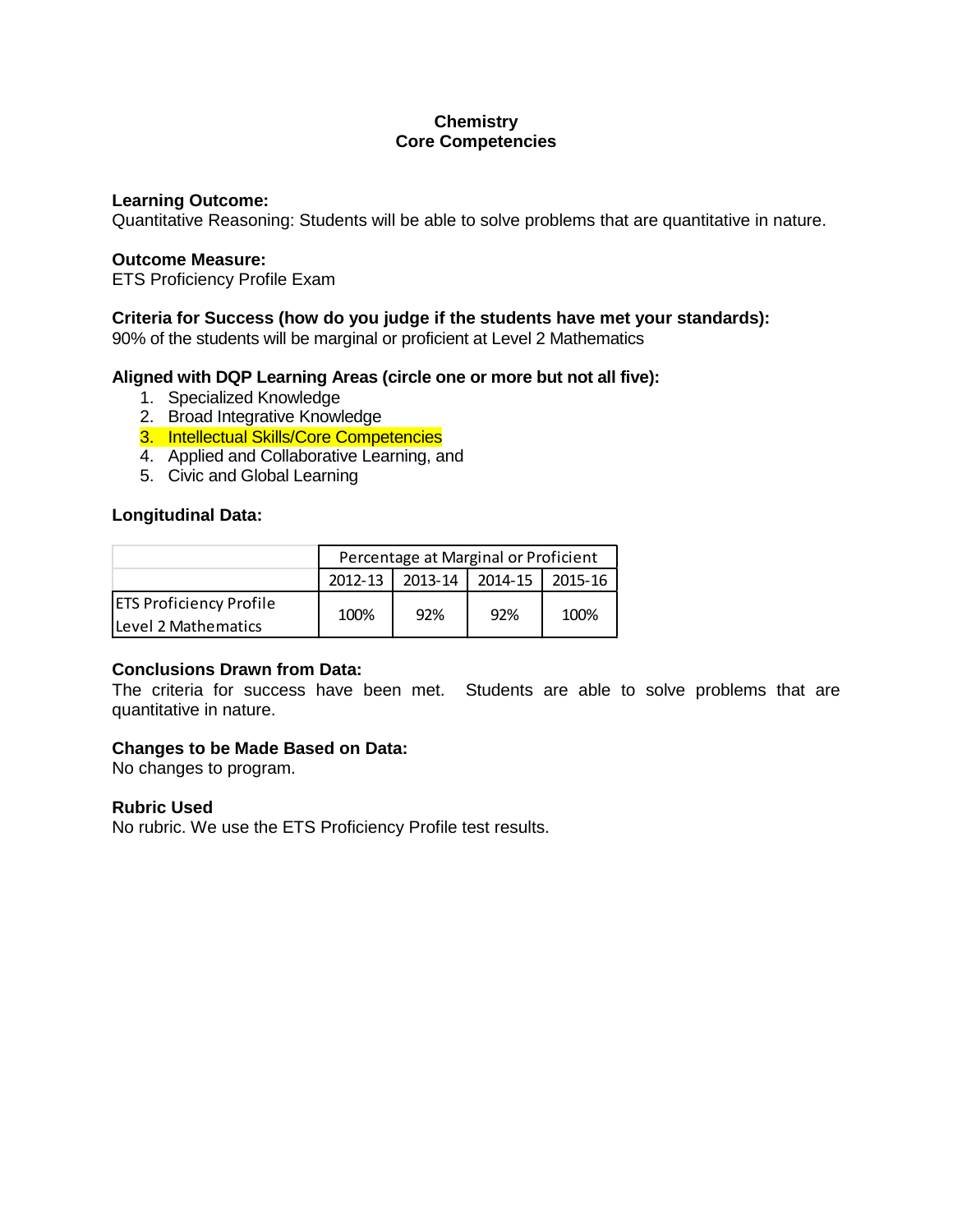# Chemistry
## Core Competencies

**Learning Outcome:**
Quantitative Reasoning: Students will be able to solve problems that are quantitative in nature.

**Outcome Measure:**
ETS Proficiency Profile Exam

**Criteria for Success (how do you judge if the students have met your standards):**
90% of the students will be marginal or proficient at Level 2 Mathematics

**Aligned with DQP Learning Areas (circle one or more but not all five):**
1. Specialized Knowledge
2. Broad Integrative Knowledge
3. Intellectual Skills/Core Competencies
4. Applied and Collaborative Learning, and
5. Civic and Global Learning

**Longitudinal Data:**

| | Percentage at Marginal or Proficient | | | |
|---|---|---|---|---|
| | 2012-13 | 2013-14 | 2014-15 | 2015-16 |
| ETS Proficiency Profile Level 2 Mathematics | 100% | 92% | 92% | 100% |

**Conclusions Drawn from Data:**
The criteria for success have been met. Students are able to solve problems that are quantitative in nature.

**Changes to be Made Based on Data:**
No changes to program.

**Rubric Used**
No rubric. We use the ETS Proficiency Profile test results.